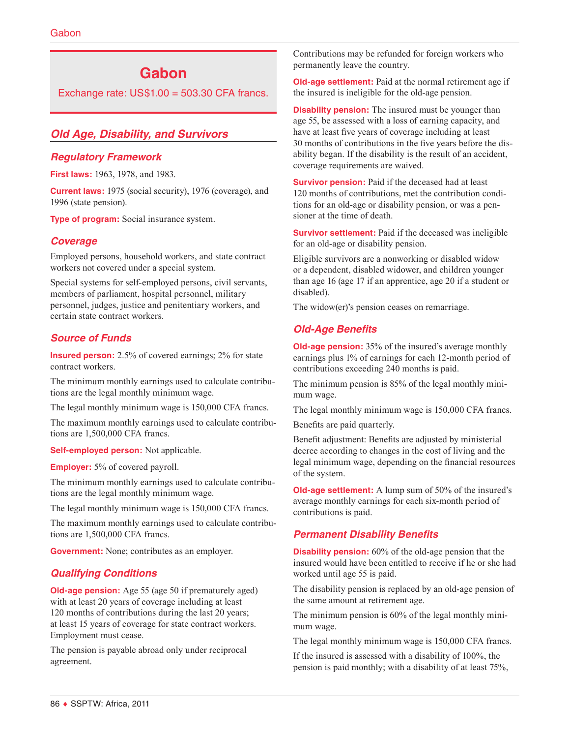# Gabon

Exchange rate: US$1.00 = 503.30 CFA francs.

## Old Age, Disability, and Survivors

### Regulatory Framework

**First laws:** 1963, 1978, and 1983.

**Current laws:** 1975 (social security), 1976 (coverage), and 1996 (state pension).

**Type of program:** Social insurance system.

### Coverage

Employed persons, household workers, and state contract workers not covered under a special system.

Special systems for self-employed persons, civil servants, members of parliament, hospital personnel, military personnel, judges, justice and penitentiary workers, and certain state contract workers.

### Source of Funds

**Insured person:** 2.5% of covered earnings; 2% for state contract workers.

The minimum monthly earnings used to calculate contributions are the legal monthly minimum wage.

The legal monthly minimum wage is 150,000 CFA francs.

The maximum monthly earnings used to calculate contributions are 1,500,000 CFA francs.

**Self-employed person:** Not applicable.

**Employer:** 5% of covered payroll.

The minimum monthly earnings used to calculate contributions are the legal monthly minimum wage.

The legal monthly minimum wage is 150,000 CFA francs.

The maximum monthly earnings used to calculate contributions are 1,500,000 CFA francs.

**Government:** None; contributes as an employer.

### Qualifying Conditions

**Old-age pension:** Age 55 (age 50 if prematurely aged) with at least 20 years of coverage including at least 120 months of contributions during the last 20 years; at least 15 years of coverage for state contract workers. Employment must cease.

The pension is payable abroad only under reciprocal agreement.

Contributions may be refunded for foreign workers who permanently leave the country.

**Old-age settlement:** Paid at the normal retirement age if the insured is ineligible for the old-age pension.

**Disability pension:** The insured must be younger than age 55, be assessed with a loss of earning capacity, and have at least five years of coverage including at least 30 months of contributions in the five years before the disability began. If the disability is the result of an accident, coverage requirements are waived.

**Survivor pension:** Paid if the deceased had at least 120 months of contributions, met the contribution conditions for an old-age or disability pension, or was a pensioner at the time of death.

**Survivor settlement:** Paid if the deceased was ineligible for an old-age or disability pension.

Eligible survivors are a nonworking or disabled widow or a dependent, disabled widower, and children younger than age 16 (age 17 if an apprentice, age 20 if a student or disabled).

The widow(er)'s pension ceases on remarriage.

### Old-Age Benefits

**Old-age pension:** 35% of the insured's average monthly earnings plus 1% of earnings for each 12-month period of contributions exceeding 240 months is paid.

The minimum pension is 85% of the legal monthly minimum wage.

The legal monthly minimum wage is 150,000 CFA francs.

Benefits are paid quarterly.

Benefit adjustment: Benefits are adjusted by ministerial decree according to changes in the cost of living and the legal minimum wage, depending on the financial resources of the system.

**Old-age settlement:** A lump sum of 50% of the insured's average monthly earnings for each six-month period of contributions is paid.

### Permanent Disability Benefits

**Disability pension:** 60% of the old-age pension that the insured would have been entitled to receive if he or she had worked until age 55 is paid.

The disability pension is replaced by an old-age pension of the same amount at retirement age.

The minimum pension is 60% of the legal monthly minimum wage.

The legal monthly minimum wage is 150,000 CFA francs.

If the insured is assessed with a disability of 100%, the pension is paid monthly; with a disability of at least 75%,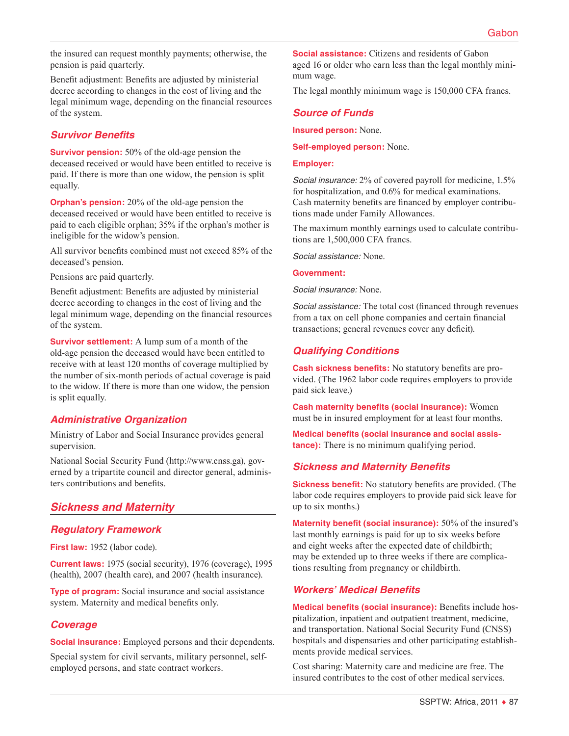the insured can request monthly payments; otherwise, the pension is paid quarterly.

Benefit adjustment: Benefits are adjusted by ministerial decree according to changes in the cost of living and the legal minimum wage, depending on the financial resources of the system.

### Survivor Benefits

**Survivor pension:** 50% of the old-age pension the deceased received or would have been entitled to receive is paid. If there is more than one widow, the pension is split equally.

**Orphan's pension:** 20% of the old-age pension the deceased received or would have been entitled to receive is paid to each eligible orphan; 35% if the orphan's mother is ineligible for the widow's pension.

All survivor benefits combined must not exceed 85% of the deceased's pension.

Pensions are paid quarterly.

Benefit adjustment: Benefits are adjusted by ministerial decree according to changes in the cost of living and the legal minimum wage, depending on the financial resources of the system.

**Survivor settlement:** A lump sum of a month of the old-age pension the deceased would have been entitled to receive with at least 120 months of coverage multiplied by the number of six-month periods of actual coverage is paid to the widow. If there is more than one widow, the pension is split equally.

### Administrative Organization

Ministry of Labor and Social Insurance provides general supervision.

National Social Security Fund (http://www.cnss.ga), governed by a tripartite council and director general, administers contributions and benefits.

## Sickness and Maternity

### Regulatory Framework

**First law:** 1952 (labor code).

**Current laws:** 1975 (social security), 1976 (coverage), 1995 (health), 2007 (health care), and 2007 (health insurance).

**Type of program:** Social insurance and social assistance system. Maternity and medical benefits only.

### Coverage

**Social insurance:** Employed persons and their dependents.

Special system for civil servants, military personnel, self-employed persons, and state contract workers.

**Social assistance:** Citizens and residents of Gabon aged 16 or older who earn less than the legal monthly minimum wage.

The legal monthly minimum wage is 150,000 CFA francs.

### Source of Funds

**Insured person:** None.

**Self-employed person:** None.

**Employer:**

*Social insurance:* 2% of covered payroll for medicine, 1.5% for hospitalization, and 0.6% for medical examinations. Cash maternity benefits are financed by employer contributions made under Family Allowances.

The maximum monthly earnings used to calculate contributions are 1,500,000 CFA francs.

*Social assistance:* None.

**Government:**

*Social insurance:* None.

*Social assistance:* The total cost (financed through revenues from a tax on cell phone companies and certain financial transactions; general revenues cover any deficit).

### Qualifying Conditions

**Cash sickness benefits:** No statutory benefits are provided. (The 1962 labor code requires employers to provide paid sick leave.)

**Cash maternity benefits (social insurance):** Women must be in insured employment for at least four months.

**Medical benefits (social insurance and social assistance):** There is no minimum qualifying period.

### Sickness and Maternity Benefits

**Sickness benefit:** No statutory benefits are provided. (The labor code requires employers to provide paid sick leave for up to six months.)

**Maternity benefit (social insurance):** 50% of the insured's last monthly earnings is paid for up to six weeks before and eight weeks after the expected date of childbirth; may be extended up to three weeks if there are complications resulting from pregnancy or childbirth.

### Workers' Medical Benefits

**Medical benefits (social insurance):** Benefits include hospitalization, inpatient and outpatient treatment, medicine, and transportation. National Social Security Fund (CNSS) hospitals and dispensaries and other participating establishments provide medical services.

Cost sharing: Maternity care and medicine are free. The insured contributes to the cost of other medical services.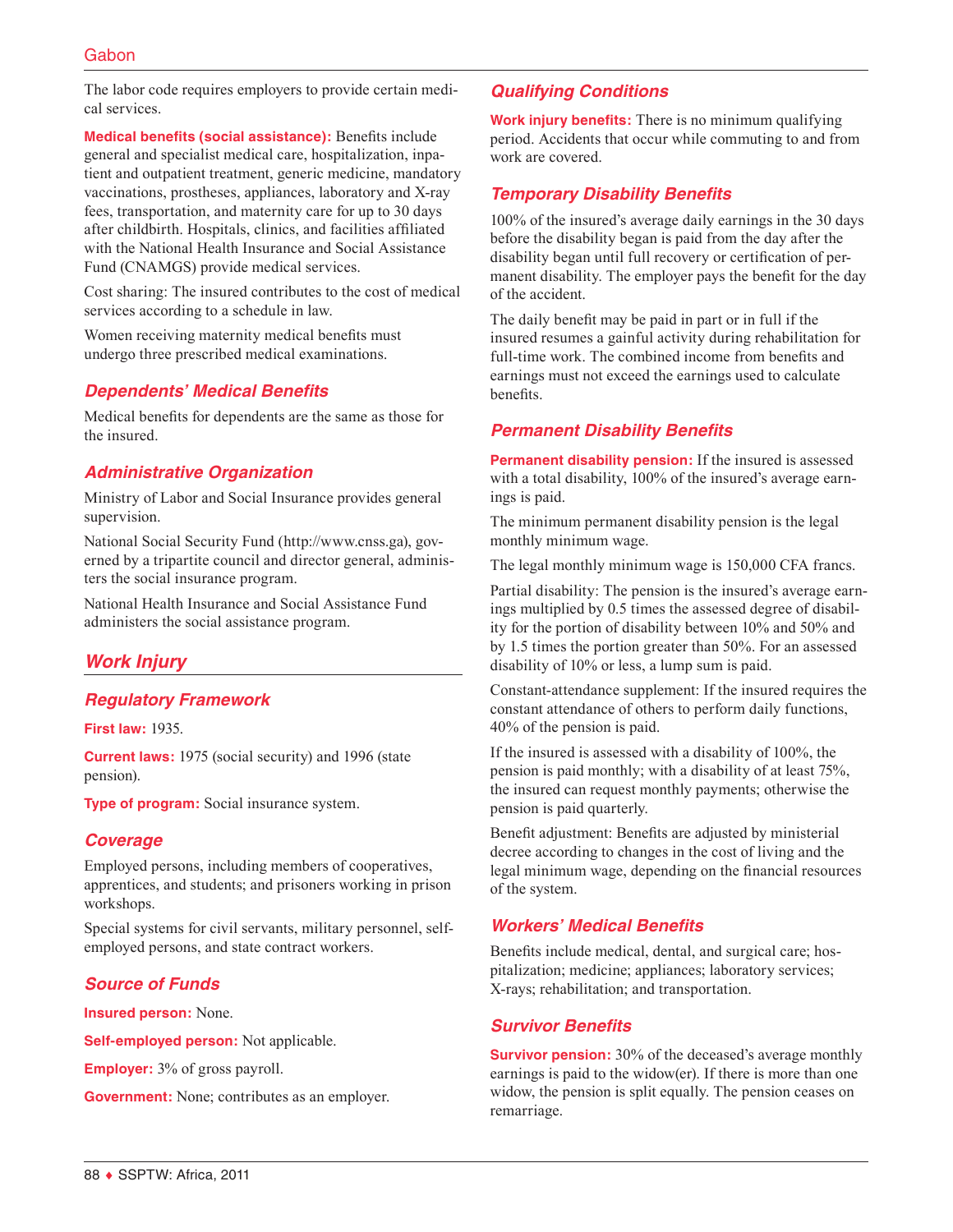The labor code requires employers to provide certain medical services.

**Medical benefits (social assistance):** Benefits include general and specialist medical care, hospitalization, inpatient and outpatient treatment, generic medicine, mandatory vaccinations, prostheses, appliances, laboratory and X-ray fees, transportation, and maternity care for up to 30 days after childbirth. Hospitals, clinics, and facilities affiliated with the National Health Insurance and Social Assistance Fund (CNAMGS) provide medical services.

Cost sharing: The insured contributes to the cost of medical services according to a schedule in law.

Women receiving maternity medical benefits must undergo three prescribed medical examinations.

### Dependents' Medical Benefits

Medical benefits for dependents are the same as those for the insured.

### Administrative Organization

Ministry of Labor and Social Insurance provides general supervision.

National Social Security Fund (http://www.cnss.ga), governed by a tripartite council and director general, administers the social insurance program.

National Health Insurance and Social Assistance Fund administers the social assistance program.

## Work Injury

### Regulatory Framework

**First law:** 1935.

**Current laws:** 1975 (social security) and 1996 (state pension).

**Type of program:** Social insurance system.

### Coverage

Employed persons, including members of cooperatives, apprentices, and students; and prisoners working in prison workshops.

Special systems for civil servants, military personnel, self-employed persons, and state contract workers.

### Source of Funds

**Insured person:** None.

**Self-employed person:** Not applicable.

**Employer:** 3% of gross payroll.

**Government:** None; contributes as an employer.

### Qualifying Conditions

**Work injury benefits:** There is no minimum qualifying period. Accidents that occur while commuting to and from work are covered.

### Temporary Disability Benefits

100% of the insured's average daily earnings in the 30 days before the disability began is paid from the day after the disability began until full recovery or certification of permanent disability. The employer pays the benefit for the day of the accident.

The daily benefit may be paid in part or in full if the insured resumes a gainful activity during rehabilitation for full-time work. The combined income from benefits and earnings must not exceed the earnings used to calculate benefits.

### Permanent Disability Benefits

**Permanent disability pension:** If the insured is assessed with a total disability, 100% of the insured's average earnings is paid.

The minimum permanent disability pension is the legal monthly minimum wage.

The legal monthly minimum wage is 150,000 CFA francs.

Partial disability: The pension is the insured's average earnings multiplied by 0.5 times the assessed degree of disability for the portion of disability between 10% and 50% and by 1.5 times the portion greater than 50%. For an assessed disability of 10% or less, a lump sum is paid.

Constant-attendance supplement: If the insured requires the constant attendance of others to perform daily functions, 40% of the pension is paid.

If the insured is assessed with a disability of 100%, the pension is paid monthly; with a disability of at least 75%, the insured can request monthly payments; otherwise the pension is paid quarterly.

Benefit adjustment: Benefits are adjusted by ministerial decree according to changes in the cost of living and the legal minimum wage, depending on the financial resources of the system.

### Workers' Medical Benefits

Benefits include medical, dental, and surgical care; hospitalization; medicine; appliances; laboratory services; X-rays; rehabilitation; and transportation.

### Survivor Benefits

**Survivor pension:** 30% of the deceased's average monthly earnings is paid to the widow(er). If there is more than one widow, the pension is split equally. The pension ceases on remarriage.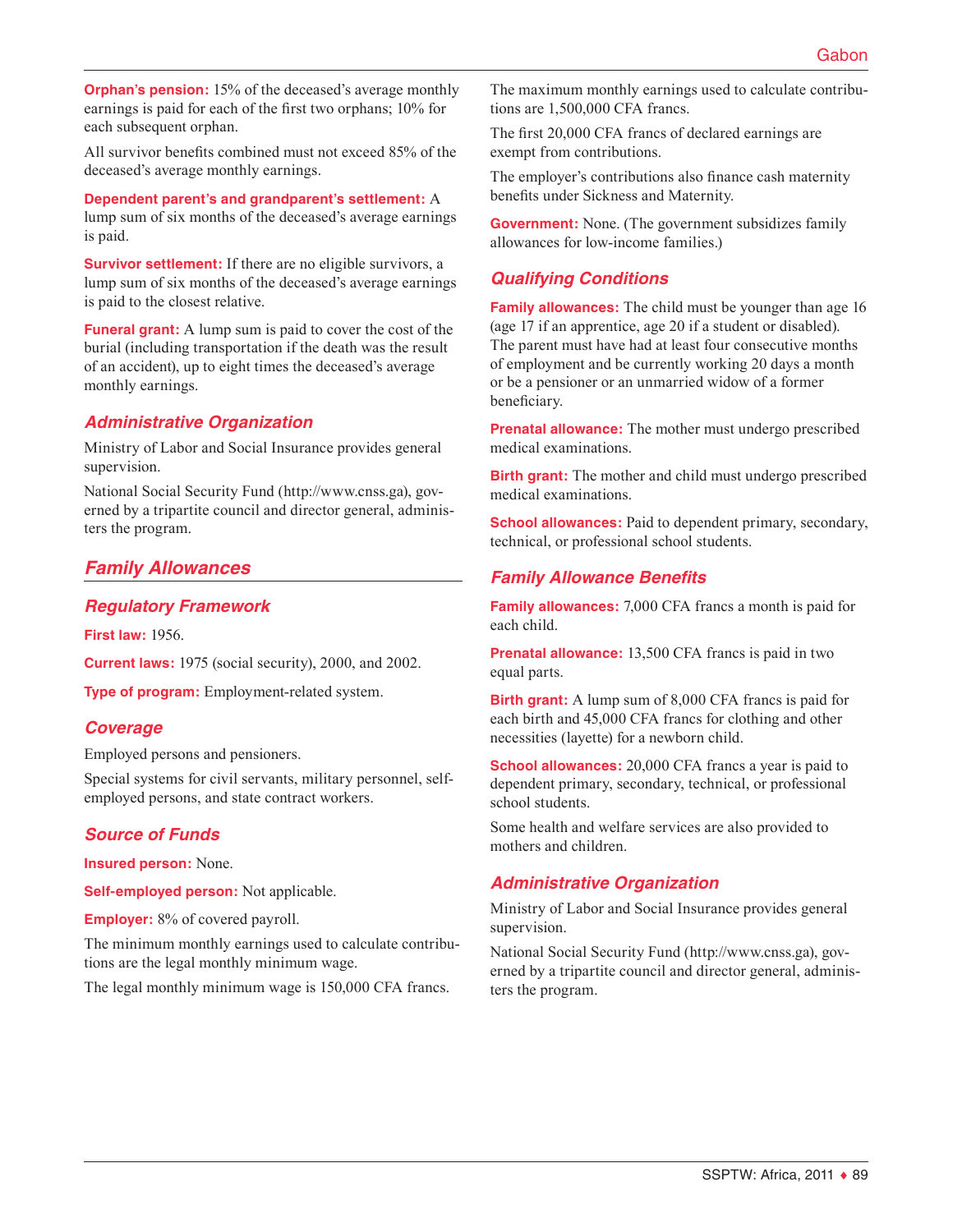**Orphan's pension:** 15% of the deceased's average monthly earnings is paid for each of the first two orphans; 10% for each subsequent orphan.

All survivor benefits combined must not exceed 85% of the deceased's average monthly earnings.

**Dependent parent's and grandparent's settlement:** A lump sum of six months of the deceased's average earnings is paid.

**Survivor settlement:** If there are no eligible survivors, a lump sum of six months of the deceased's average earnings is paid to the closest relative.

**Funeral grant:** A lump sum is paid to cover the cost of the burial (including transportation if the death was the result of an accident), up to eight times the deceased's average monthly earnings.

### Administrative Organization

Ministry of Labor and Social Insurance provides general supervision.

National Social Security Fund (http://www.cnss.ga), governed by a tripartite council and director general, administers the program.

## Family Allowances

### Regulatory Framework

**First law:** 1956.

**Current laws:** 1975 (social security), 2000, and 2002.

**Type of program:** Employment-related system.

### Coverage

Employed persons and pensioners.

Special systems for civil servants, military personnel, self-employed persons, and state contract workers.

### Source of Funds

**Insured person:** None.

**Self-employed person:** Not applicable.

**Employer:** 8% of covered payroll.

The minimum monthly earnings used to calculate contributions are the legal monthly minimum wage.

The legal monthly minimum wage is 150,000 CFA francs.

The maximum monthly earnings used to calculate contributions are 1,500,000 CFA francs.

The first 20,000 CFA francs of declared earnings are exempt from contributions.

The employer's contributions also finance cash maternity benefits under Sickness and Maternity.

**Government:** None. (The government subsidizes family allowances for low-income families.)

### Qualifying Conditions

**Family allowances:** The child must be younger than age 16 (age 17 if an apprentice, age 20 if a student or disabled). The parent must have had at least four consecutive months of employment and be currently working 20 days a month or be a pensioner or an unmarried widow of a former beneficiary.

**Prenatal allowance:** The mother must undergo prescribed medical examinations.

**Birth grant:** The mother and child must undergo prescribed medical examinations.

**School allowances:** Paid to dependent primary, secondary, technical, or professional school students.

### Family Allowance Benefits

**Family allowances:** 7,000 CFA francs a month is paid for each child.

**Prenatal allowance:** 13,500 CFA francs is paid in two equal parts.

**Birth grant:** A lump sum of 8,000 CFA francs is paid for each birth and 45,000 CFA francs for clothing and other necessities (layette) for a newborn child.

**School allowances:** 20,000 CFA francs a year is paid to dependent primary, secondary, technical, or professional school students.

Some health and welfare services are also provided to mothers and children.

### Administrative Organization

Ministry of Labor and Social Insurance provides general supervision.

National Social Security Fund (http://www.cnss.ga), governed by a tripartite council and director general, administers the program.